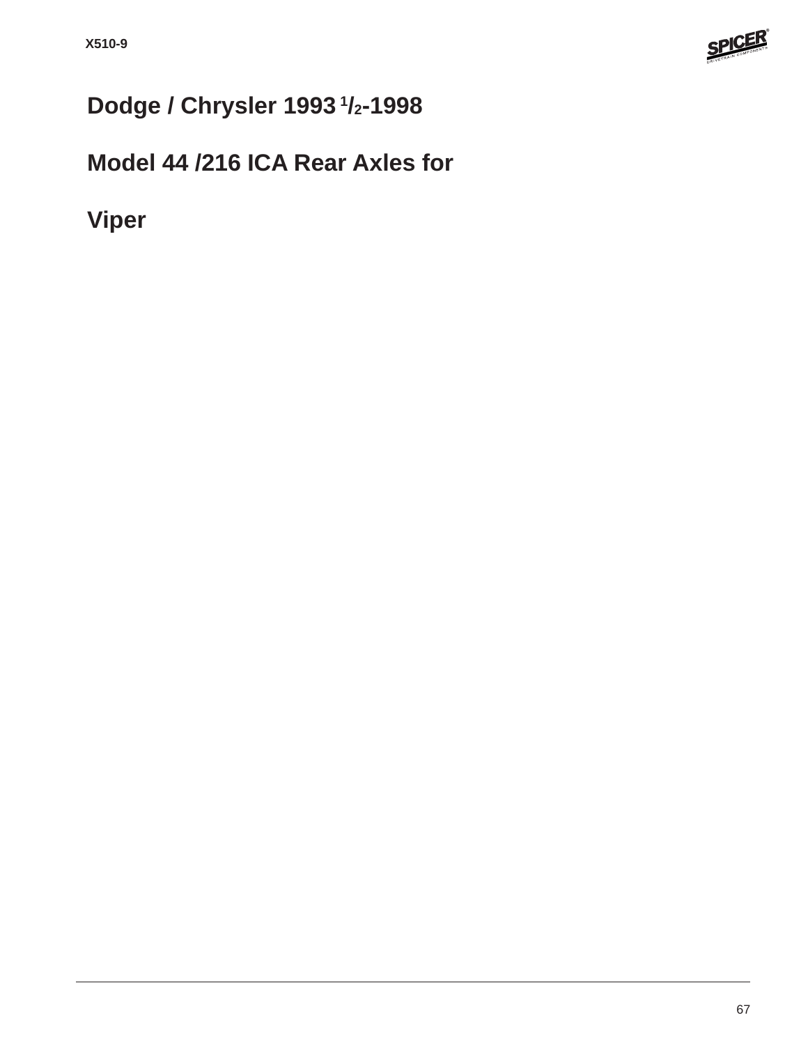# Dodge / Chrysler 1993 1/2-1998

# Model 44 /216 ICA Rear Axles for

# Viper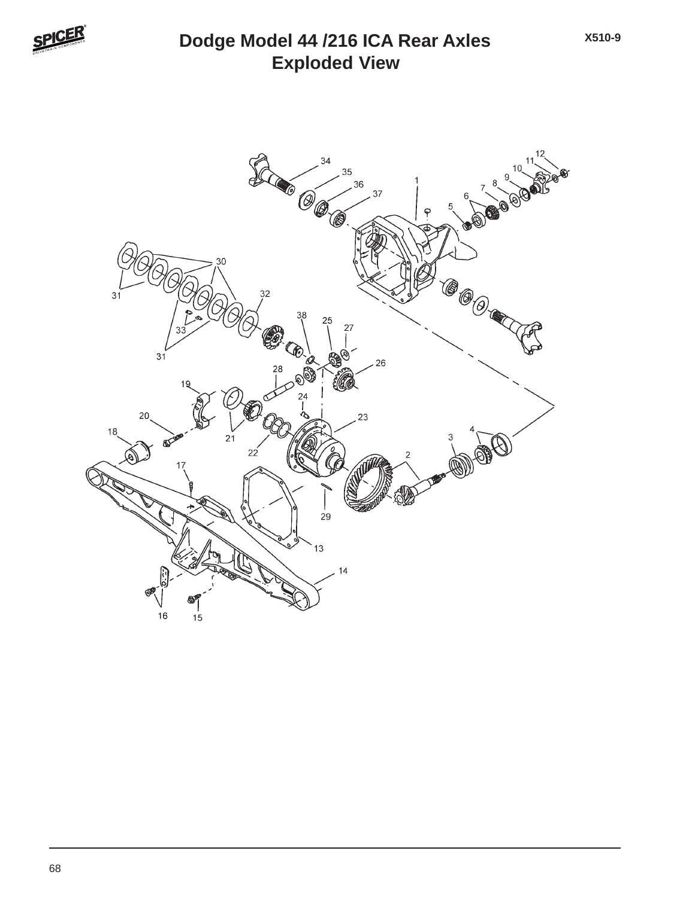# Dodge Model 44 /216 ICA Rear Axles
## Exploded View

X510-9

34
35
36
37
1
12
11
10
9
8
7
6
5
30
31
32
33
38
25
27
26
28
19
24
20
23
18
21
22
4
3
2
17
29
13
14
16
15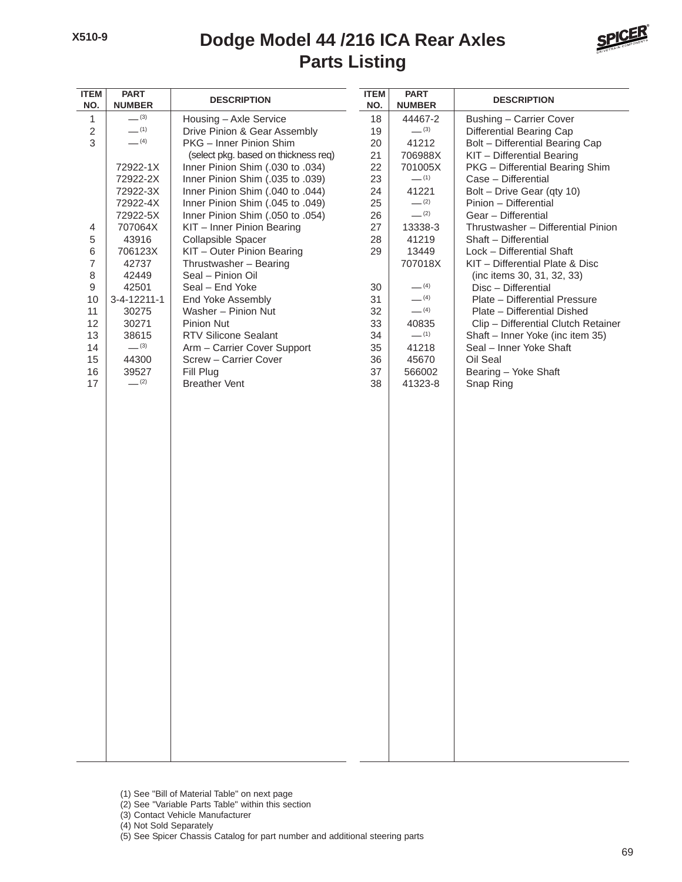# Dodge Model 44 /216 ICA Rear Axles
## Parts Listing

| ITEM NO. | PART NUMBER | DESCRIPTION |
|---|---|---|
| 1 | — (3) | Housing – Axle Service |
| 2 | — (1) | Drive Pinion & Gear Assembly |
| 3 | — (4) | PKG – Inner Pinion Shim (select pkg. based on thickness req) |
| | 72922-1X | Inner Pinion Shim (.030 to .034) |
| | 72922-2X | Inner Pinion Shim (.035 to .039) |
| | 72922-3X | Inner Pinion Shim (.040 to .044) |
| | 72922-4X | Inner Pinion Shim (.045 to .049) |
| | 72922-5X | Inner Pinion Shim (.050 to .054) |
| 4 | 707064X | KIT – Inner Pinion Bearing |
| 5 | 43916 | Collapsible Spacer |
| 6 | 706123X | KIT – Outer Pinion Bearing |
| 7 | 42737 | Thrustwasher – Bearing |
| 8 | 42449 | Seal – Pinion Oil |
| 9 | 42501 | Seal – End Yoke |
| 10 | 3-4-12211-1 | End Yoke Assembly |
| 11 | 30275 | Washer – Pinion Nut |
| 12 | 30271 | Pinion Nut |
| 13 | 38615 | RTV Silicone Sealant |
| 14 | — (3) | Arm – Carrier Cover Support |
| 15 | 44300 | Screw – Carrier Cover |
| 16 | 39527 | Fill Plug |
| 17 | — (2) | Breather Vent |
| 18 | 44467-2 | Bushing – Carrier Cover |
| 19 | — (3) | Differential Bearing Cap |
| 20 | 41212 | Bolt – Differential Bearing Cap |
| 21 | 706988X | KIT – Differential Bearing |
| 22 | 701005X | PKG – Differential Bearing Shim |
| 23 | — (1) | Case – Differential |
| 24 | 41221 | Bolt – Drive Gear (qty 10) |
| 25 | — (2) | Pinion – Differential |
| 26 | — (2) | Gear – Differential |
| 27 | 13338-3 | Thrustwasher – Differential Pinion |
| 28 | 41219 | Shaft – Differential |
| 29 | 13449 | Lock – Differential Shaft |
| | 707018X | KIT – Differential Plate & Disc (inc items 30, 31, 32, 33) |
| 30 | — (4) | Disc – Differential |
| 31 | — (4) | Plate – Differential Pressure |
| 32 | — (4) | Plate – Differential Dished |
| 33 | 40835 | Clip – Differential Clutch Retainer |
| 34 | — (1) | Shaft – Inner Yoke (inc item 35) |
| 35 | 41218 | Seal – Inner Yoke Shaft |
| 36 | 45670 | Oil Seal |
| 37 | 566002 | Bearing – Yoke Shaft |
| 38 | 41323-8 | Snap Ring |

(1) See "Bill of Material Table" on next page
(2) See "Variable Parts Table" within this section
(3) Contact Vehicle Manufacturer
(4) Not Sold Separately
(5) See Spicer Chassis Catalog for part number and additional steering parts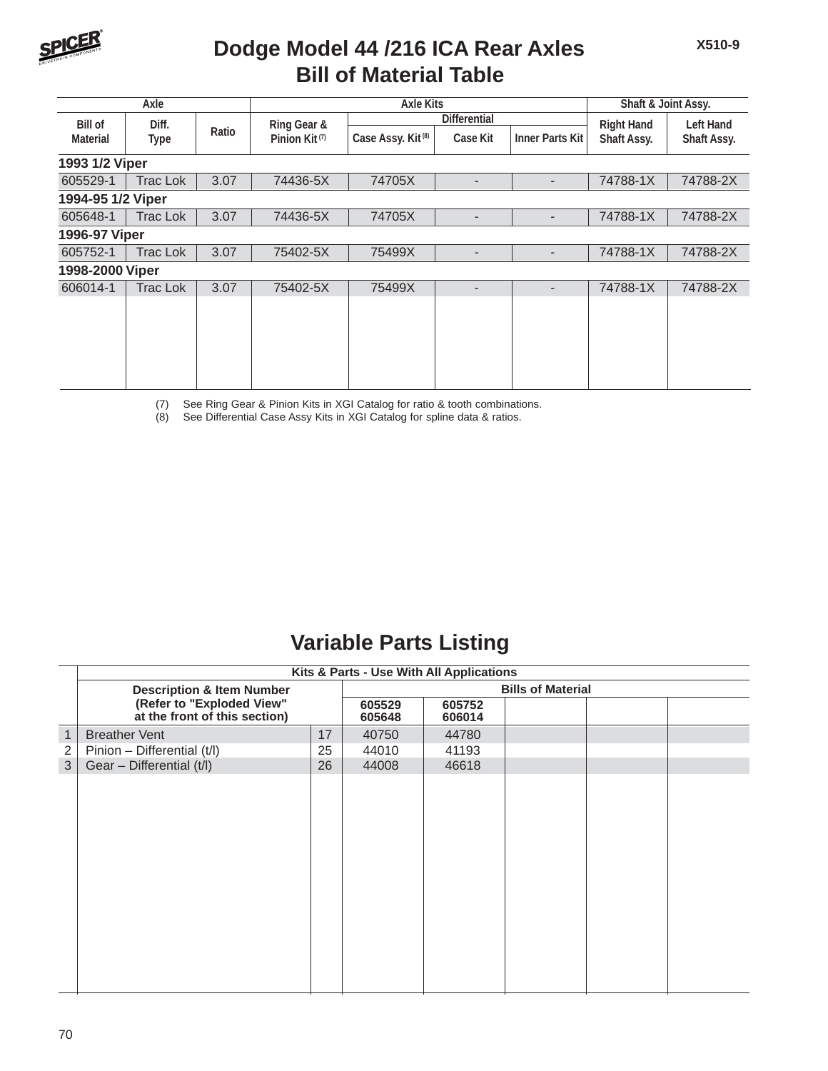# Dodge Model 44 /216 ICA Rear Axles
## Bill of Material Table

| Axle | | | Axle Kits | | | | Shaft & Joint Assy. | |
|---|---|---|---|---|---|---|---|---|
| | | | | Differential | | | | |
| Bill of Material | Diff. Type | Ratio | Ring Gear & Pinion Kit (7) | Case Assy. Kit (8) | Case Kit | Inner Parts Kit | Right Hand Shaft Assy. | Left Hand Shaft Assy. |
| **1993 1/2 Viper** | | | | | | | | |
| 605529-1 | Trac Lok | 3.07 | 74436-5X | 74705X | - | - | 74788-1X | 74788-2X |
| **1994-95 1/2 Viper** | | | | | | | | |
| 605648-1 | Trac Lok | 3.07 | 74436-5X | 74705X | - | - | 74788-1X | 74788-2X |
| **1996-97 Viper** | | | | | | | | |
| 605752-1 | Trac Lok | 3.07 | 75402-5X | 75499X | - | - | 74788-1X | 74788-2X |
| **1998-2000 Viper** | | | | | | | | |
| 606014-1 | Trac Lok | 3.07 | 75402-5X | 75499X | - | - | 74788-1X | 74788-2X |

(7) See Ring Gear & Pinion Kits in XGI Catalog for ratio & tooth combinations.
(8) See Differential Case Assy Kits in XGI Catalog for spline data & ratios.

## Variable Parts Listing

| | Kits & Parts - Use With All Applications | | | | | | |
|---|---|---|---|---|---|---|---|
| | Description & Item Number (Refer to "Exploded View" at the front of this section) | | Bills of Material | | | | |
| | | | 605529 605648 | 605752 606014 | | | |
| 1 | Breather Vent | 17 | 40750 | 44780 | | | |
| 2 | Pinion – Differential (t/l) | 25 | 44010 | 41193 | | | |
| 3 | Gear – Differential (t/l) | 26 | 44008 | 46618 | | | |